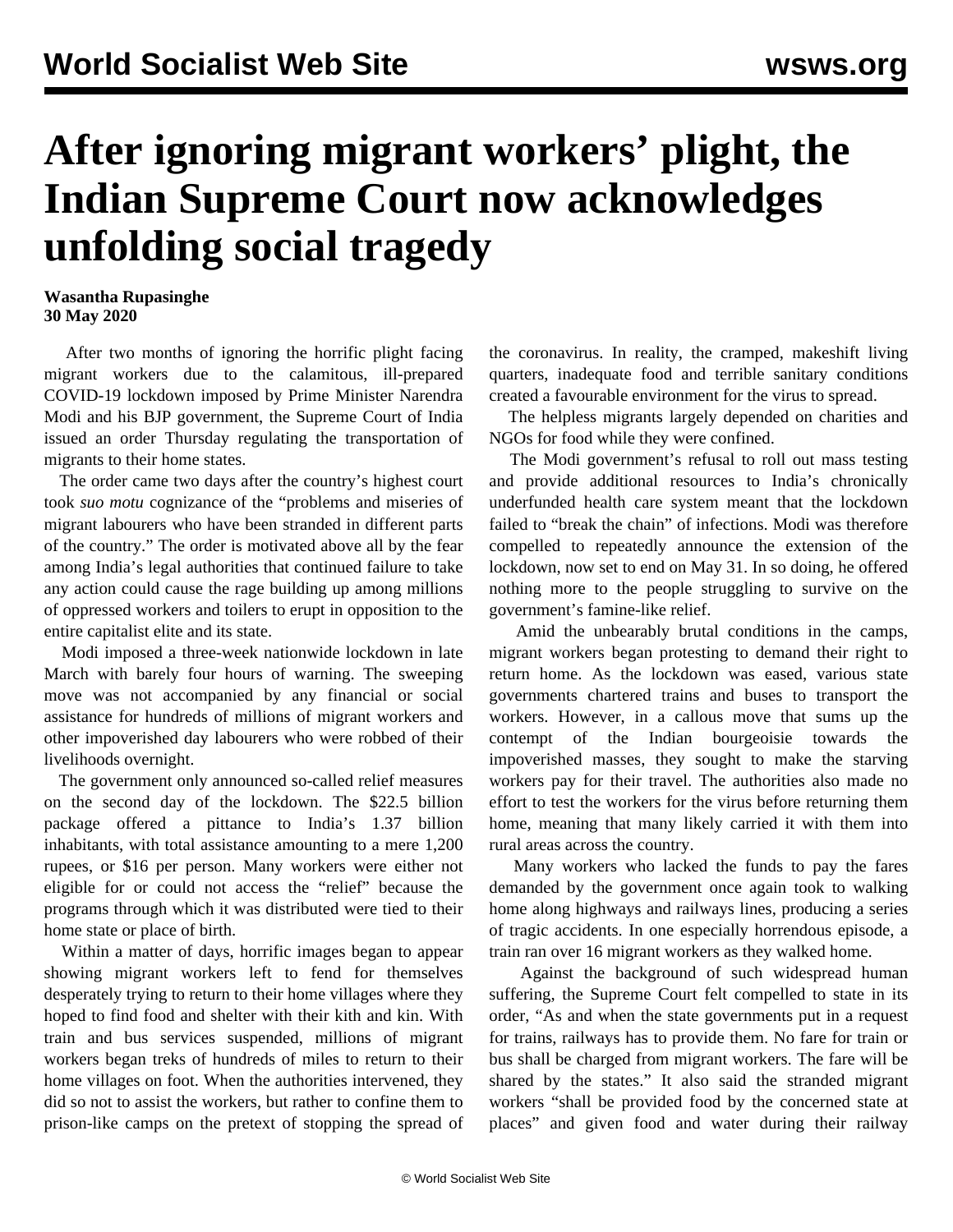# After ignoring migrant workers' plight, the Indian Supreme Court now acknowledges unfolding social tragedy

**Wasantha Rupasinghe**
**30 May 2020**

After two months of ignoring the horrific plight facing migrant workers due to the calamitous, ill-prepared COVID-19 lockdown imposed by Prime Minister Narendra Modi and his BJP government, the Supreme Court of India issued an order Thursday regulating the transportation of migrants to their home states.

The order came two days after the country's highest court took *suo motu* cognizance of the "problems and miseries of migrant labourers who have been stranded in different parts of the country." The order is motivated above all by the fear among India's legal authorities that continued failure to take any action could cause the rage building up among millions of oppressed workers and toilers to erupt in opposition to the entire capitalist elite and its state.

Modi imposed a three-week nationwide lockdown in late March with barely four hours of warning. The sweeping move was not accompanied by any financial or social assistance for hundreds of millions of migrant workers and other impoverished day labourers who were robbed of their livelihoods overnight.

The government only announced so-called relief measures on the second day of the lockdown. The $22.5 billion package offered a pittance to India's 1.37 billion inhabitants, with total assistance amounting to a mere 1,200 rupees, or $16 per person. Many workers were either not eligible for or could not access the "relief" because the programs through which it was distributed were tied to their home state or place of birth.

Within a matter of days, horrific images began to appear showing migrant workers left to fend for themselves desperately trying to return to their home villages where they hoped to find food and shelter with their kith and kin. With train and bus services suspended, millions of migrant workers began treks of hundreds of miles to return to their home villages on foot. When the authorities intervened, they did so not to assist the workers, but rather to confine them to prison-like camps on the pretext of stopping the spread of the coronavirus. In reality, the cramped, makeshift living quarters, inadequate food and terrible sanitary conditions created a favourable environment for the virus to spread.

The helpless migrants largely depended on charities and NGOs for food while they were confined.

The Modi government's refusal to roll out mass testing and provide additional resources to India's chronically underfunded health care system meant that the lockdown failed to "break the chain" of infections. Modi was therefore compelled to repeatedly announce the extension of the lockdown, now set to end on May 31. In so doing, he offered nothing more to the people struggling to survive on the government's famine-like relief.

Amid the unbearably brutal conditions in the camps, migrant workers began protesting to demand their right to return home. As the lockdown was eased, various state governments chartered trains and buses to transport the workers. However, in a callous move that sums up the contempt of the Indian bourgeoisie towards the impoverished masses, they sought to make the starving workers pay for their travel. The authorities also made no effort to test the workers for the virus before returning them home, meaning that many likely carried it with them into rural areas across the country.

Many workers who lacked the funds to pay the fares demanded by the government once again took to walking home along highways and railways lines, producing a series of tragic accidents. In one especially horrendous episode, a train ran over 16 migrant workers as they walked home.

Against the background of such widespread human suffering, the Supreme Court felt compelled to state in its order, "As and when the state governments put in a request for trains, railways has to provide them. No fare for train or bus shall be charged from migrant workers. The fare will be shared by the states." It also said the stranded migrant workers "shall be provided food by the concerned state at places" and given food and water during their railway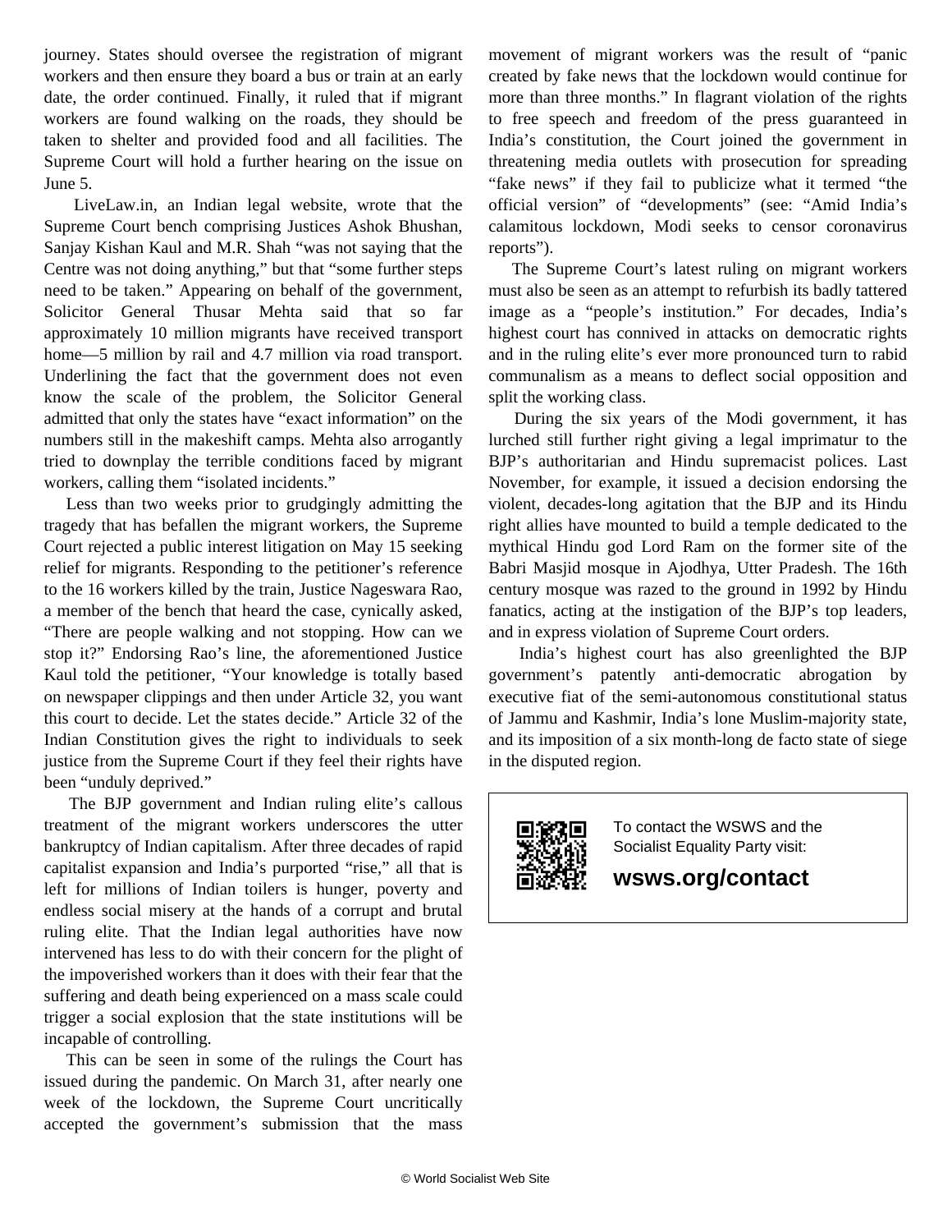journey. States should oversee the registration of migrant workers and then ensure they board a bus or train at an early date, the order continued. Finally, it ruled that if migrant workers are found walking on the roads, they should be taken to shelter and provided food and all facilities. The Supreme Court will hold a further hearing on the issue on June 5.

LiveLaw.in, an Indian legal website, wrote that the Supreme Court bench comprising Justices Ashok Bhushan, Sanjay Kishan Kaul and M.R. Shah "was not saying that the Centre was not doing anything," but that "some further steps need to be taken." Appearing on behalf of the government, Solicitor General Thusar Mehta said that so far approximately 10 million migrants have received transport home—5 million by rail and 4.7 million via road transport. Underlining the fact that the government does not even know the scale of the problem, the Solicitor General admitted that only the states have "exact information" on the numbers still in the makeshift camps. Mehta also arrogantly tried to downplay the terrible conditions faced by migrant workers, calling them "isolated incidents."

Less than two weeks prior to grudgingly admitting the tragedy that has befallen the migrant workers, the Supreme Court rejected a public interest litigation on May 15 seeking relief for migrants. Responding to the petitioner's reference to the 16 workers killed by the train, Justice Nageswara Rao, a member of the bench that heard the case, cynically asked, "There are people walking and not stopping. How can we stop it?" Endorsing Rao's line, the aforementioned Justice Kaul told the petitioner, "Your knowledge is totally based on newspaper clippings and then under Article 32, you want this court to decide. Let the states decide." Article 32 of the Indian Constitution gives the right to individuals to seek justice from the Supreme Court if they feel their rights have been "unduly deprived."

The BJP government and Indian ruling elite's callous treatment of the migrant workers underscores the utter bankruptcy of Indian capitalism. After three decades of rapid capitalist expansion and India's purported "rise," all that is left for millions of Indian toilers is hunger, poverty and endless social misery at the hands of a corrupt and brutal ruling elite. That the Indian legal authorities have now intervened has less to do with their concern for the plight of the impoverished workers than it does with their fear that the suffering and death being experienced on a mass scale could trigger a social explosion that the state institutions will be incapable of controlling.

This can be seen in some of the rulings the Court has issued during the pandemic. On March 31, after nearly one week of the lockdown, the Supreme Court uncritically accepted the government's submission that the mass movement of migrant workers was the result of "panic created by fake news that the lockdown would continue for more than three months." In flagrant violation of the rights to free speech and freedom of the press guaranteed in India's constitution, the Court joined the government in threatening media outlets with prosecution for spreading "fake news" if they fail to publicize what it termed "the official version" of "developments" (see: "Amid India's calamitous lockdown, Modi seeks to censor coronavirus reports").

The Supreme Court's latest ruling on migrant workers must also be seen as an attempt to refurbish its badly tattered image as a "people's institution." For decades, India's highest court has connived in attacks on democratic rights and in the ruling elite's ever more pronounced turn to rabid communalism as a means to deflect social opposition and split the working class.

During the six years of the Modi government, it has lurched still further right giving a legal imprimatur to the BJP's authoritarian and Hindu supremacist polices. Last November, for example, it issued a decision endorsing the violent, decades-long agitation that the BJP and its Hindu right allies have mounted to build a temple dedicated to the mythical Hindu god Lord Ram on the former site of the Babri Masjid mosque in Ajodhya, Utter Pradesh. The 16th century mosque was razed to the ground in 1992 by Hindu fanatics, acting at the instigation of the BJP's top leaders, and in express violation of Supreme Court orders.

India's highest court has also greenlighted the BJP government's patently anti-democratic abrogation by executive fiat of the semi-autonomous constitutional status of Jammu and Kashmir, India's lone Muslim-majority state, and its imposition of a six month-long de facto state of siege in the disputed region.

To contact the WSWS and the Socialist Equality Party visit:

**wsws.org/contact**